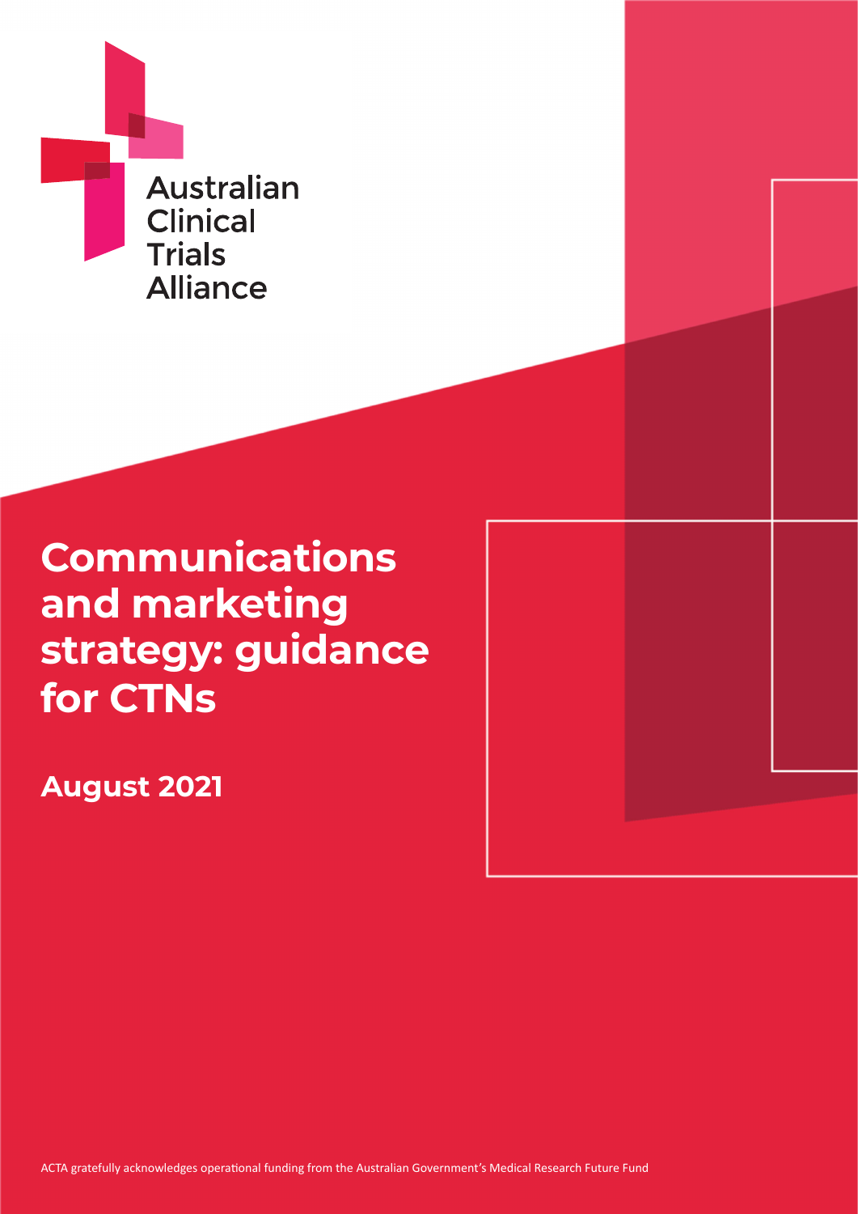Australian Clinical Trials Alliance

# Communications and marketing strategy: guidance for CTNs

**August 2021**

ACTA gratefully acknowledges operational funding from the Australian Government's Medical Research Future Fund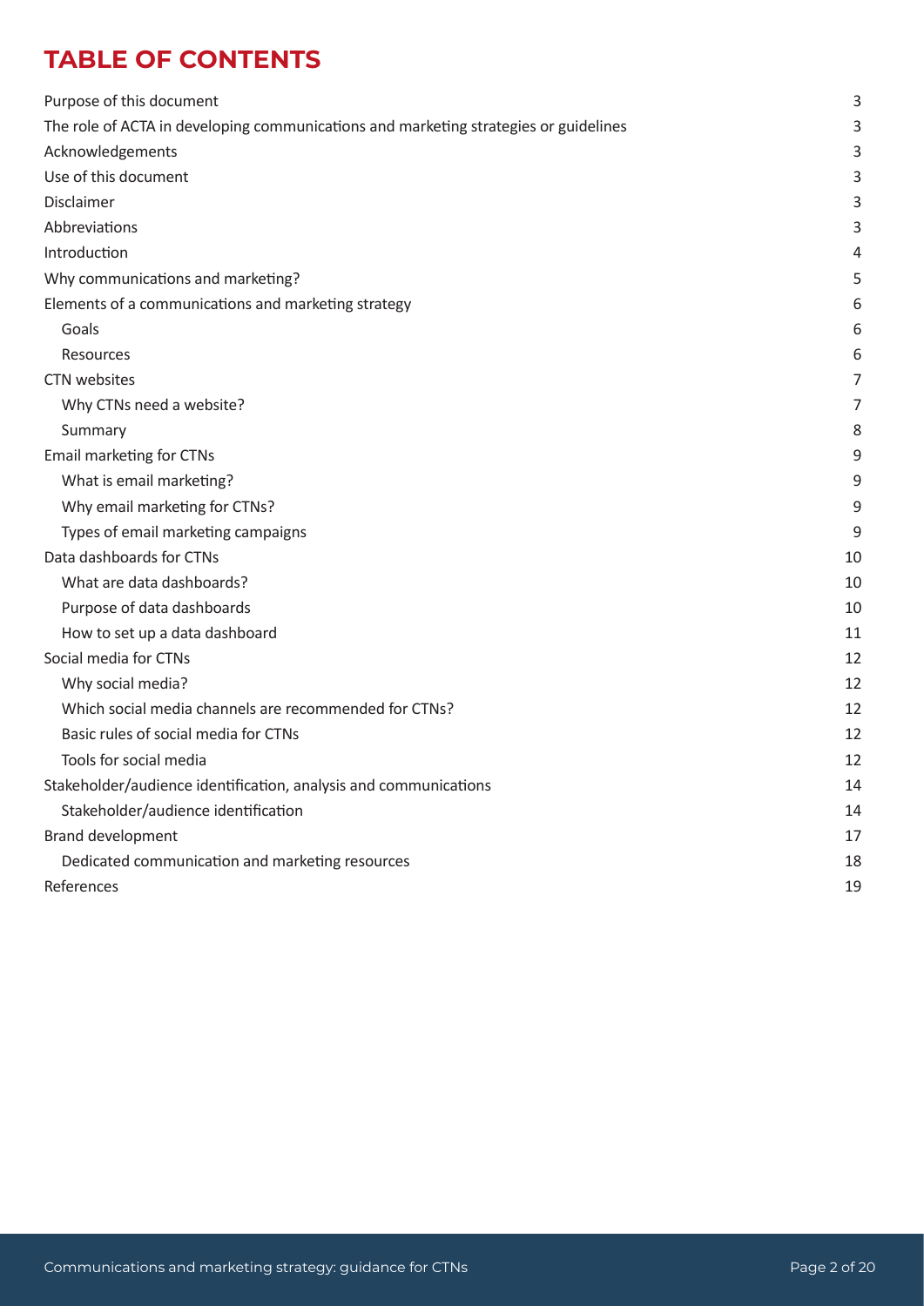# TABLE OF CONTENTS

| | |
|---|---|
| Purpose of this document | 3 |
| The role of ACTA in developing communications and marketing strategies or guidelines | 3 |
| Acknowledgements | 3 |
| Use of this document | 3 |
| Disclaimer | 3 |
| Abbreviations | 3 |
| Introduction | 4 |
| Why communications and marketing? | 5 |
| Elements of a communications and marketing strategy | 6 |
| Goals | 6 |
| Resources | 6 |
| CTN websites | 7 |
| Why CTNs need a website? | 7 |
| Summary | 8 |
| Email marketing for CTNs | 9 |
| What is email marketing? | 9 |
| Why email marketing for CTNs? | 9 |
| Types of email marketing campaigns | 9 |
| Data dashboards for CTNs | 10 |
| What are data dashboards? | 10 |
| Purpose of data dashboards | 10 |
| How to set up a data dashboard | 11 |
| Social media for CTNs | 12 |
| Why social media? | 12 |
| Which social media channels are recommended for CTNs? | 12 |
| Basic rules of social media for CTNs | 12 |
| Tools for social media | 12 |
| Stakeholder/audience identification, analysis and communications | 14 |
| Stakeholder/audience identification | 14 |
| Brand development | 17 |
| Dedicated communication and marketing resources | 18 |
| References | 19 |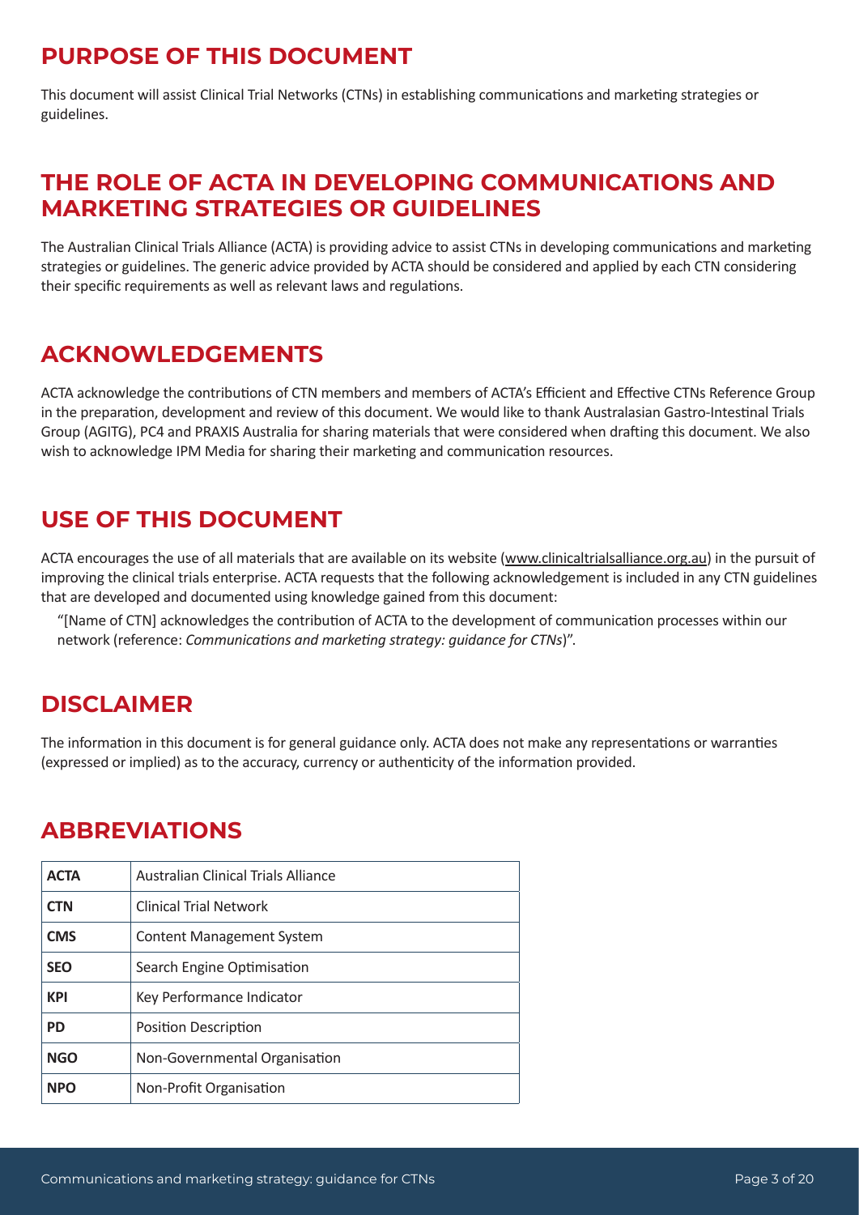## PURPOSE OF THIS DOCUMENT

This document will assist Clinical Trial Networks (CTNs) in establishing communications and marketing strategies or guidelines.

## THE ROLE OF ACTA IN DEVELOPING COMMUNICATIONS AND MARKETING STRATEGIES OR GUIDELINES

The Australian Clinical Trials Alliance (ACTA) is providing advice to assist CTNs in developing communications and marketing strategies or guidelines. The generic advice provided by ACTA should be considered and applied by each CTN considering their specific requirements as well as relevant laws and regulations.

## ACKNOWLEDGEMENTS

ACTA acknowledge the contributions of CTN members and members of ACTA's Efficient and Effective CTNs Reference Group in the preparation, development and review of this document. We would like to thank Australasian Gastro-Intestinal Trials Group (AGITG), PC4 and PRAXIS Australia for sharing materials that were considered when drafting this document. We also wish to acknowledge IPM Media for sharing their marketing and communication resources.

## USE OF THIS DOCUMENT

ACTA encourages the use of all materials that are available on its website (www.clinicaltrialsalliance.org.au) in the pursuit of improving the clinical trials enterprise. ACTA requests that the following acknowledgement is included in any CTN guidelines that are developed and documented using knowledge gained from this document:

> "[Name of CTN] acknowledges the contribution of ACTA to the development of communication processes within our network (reference: *Communications and marketing strategy: guidance for CTNs*)".

## DISCLAIMER

The information in this document is for general guidance only. ACTA does not make any representations or warranties (expressed or implied) as to the accuracy, currency or authenticity of the information provided.

## ABBREVIATIONS

| | |
|---|---|
| **ACTA** | Australian Clinical Trials Alliance |
| **CTN** | Clinical Trial Network |
| **CMS** | Content Management System |
| **SEO** | Search Engine Optimisation |
| **KPI** | Key Performance Indicator |
| **PD** | Position Description |
| **NGO** | Non-Governmental Organisation |
| **NPO** | Non-Profit Organisation |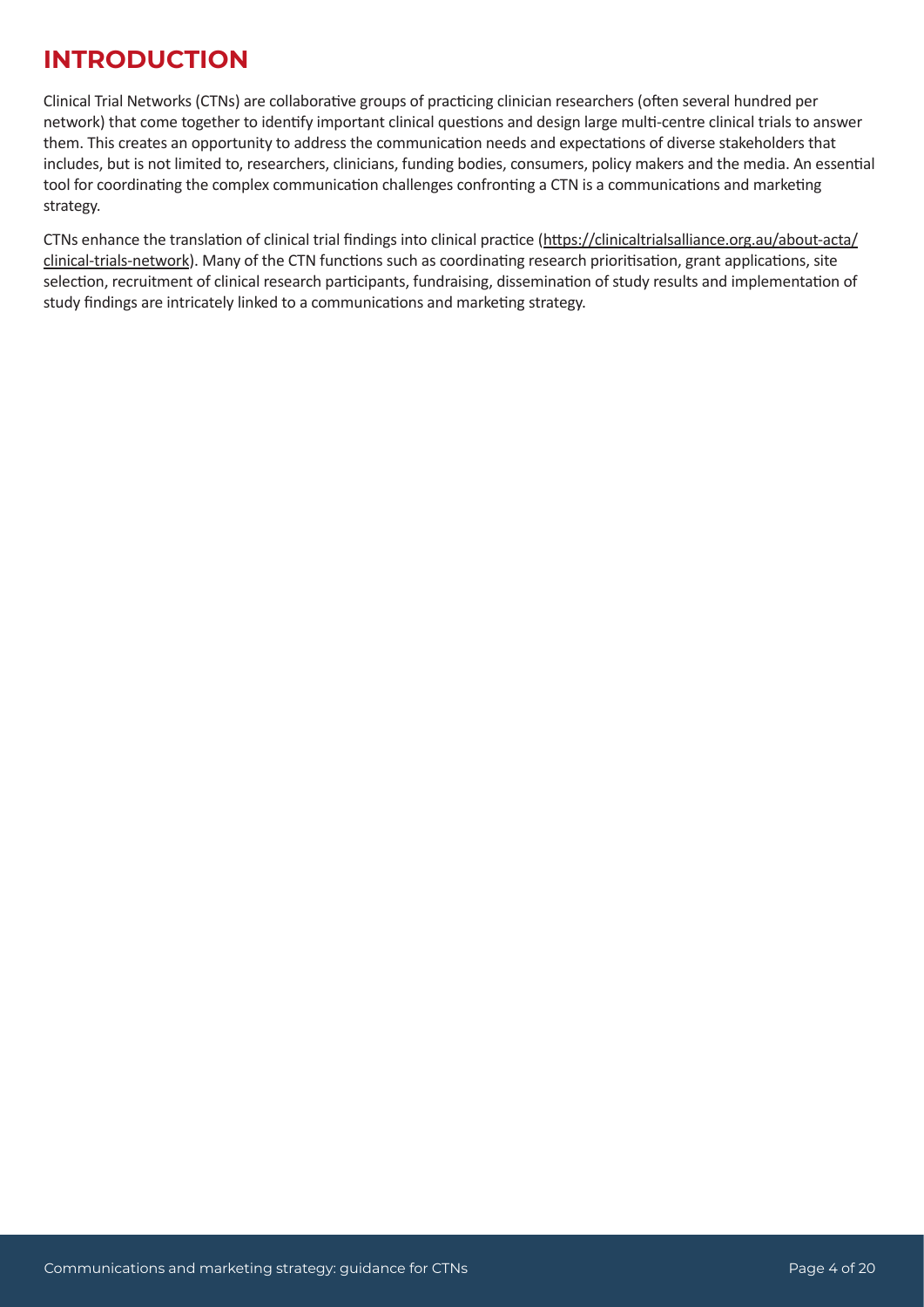# INTRODUCTION

Clinical Trial Networks (CTNs) are collaborative groups of practicing clinician researchers (often several hundred per network) that come together to identify important clinical questions and design large multi-centre clinical trials to answer them. This creates an opportunity to address the communication needs and expectations of diverse stakeholders that includes, but is not limited to, researchers, clinicians, funding bodies, consumers, policy makers and the media. An essential tool for coordinating the complex communication challenges confronting a CTN is a communications and marketing strategy.

CTNs enhance the translation of clinical trial findings into clinical practice (https://clinicaltrialsalliance.org.au/about-acta/clinical-trials-network). Many of the CTN functions such as coordinating research prioritisation, grant applications, site selection, recruitment of clinical research participants, fundraising, dissemination of study results and implementation of study findings are intricately linked to a communications and marketing strategy.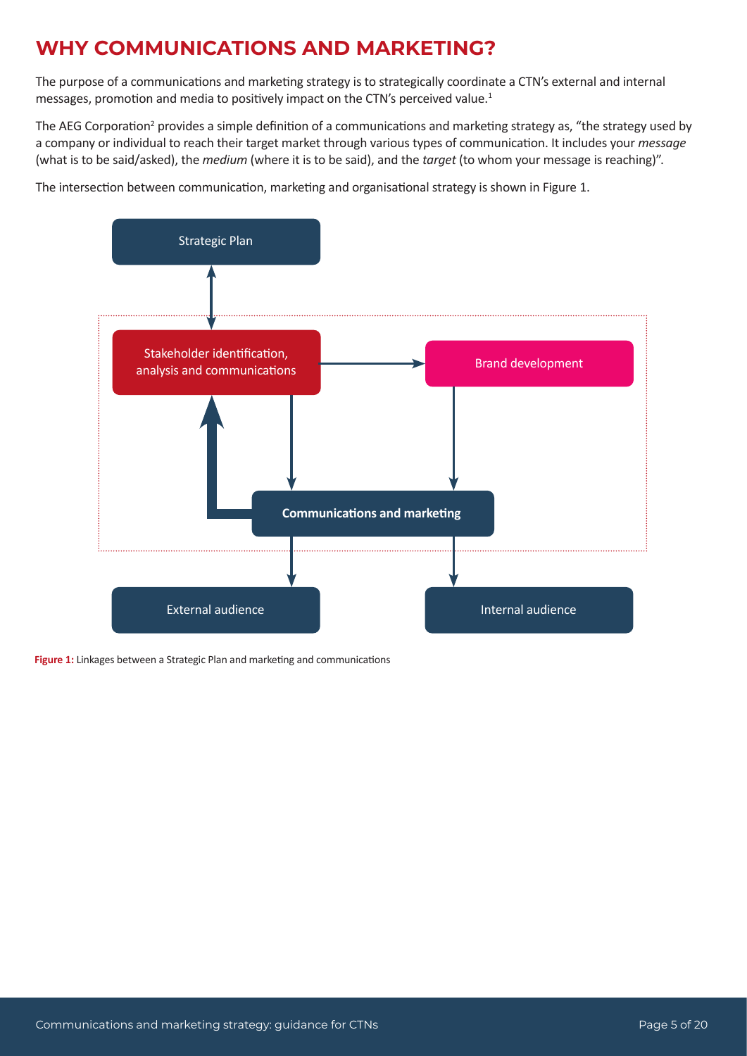# WHY COMMUNICATIONS AND MARKETING?

The purpose of a communications and marketing strategy is to strategically coordinate a CTN's external and internal messages, promotion and media to positively impact on the CTN's perceived value.[1]

The AEG Corporation[2] provides a simple definition of a communications and marketing strategy as, "the strategy used by a company or individual to reach their target market through various types of communication. It includes your *message* (what is to be said/asked), the *medium* (where it is to be said), and the *target* (to whom your message is reaching)".

The intersection between communication, marketing and organisational strategy is shown in Figure 1.

Strategic Plan

Stakeholder identification, analysis and communications

Brand development

**Communications and marketing**

External audience

Internal audience

**Figure 1:** Linkages between a Strategic Plan and marketing and communications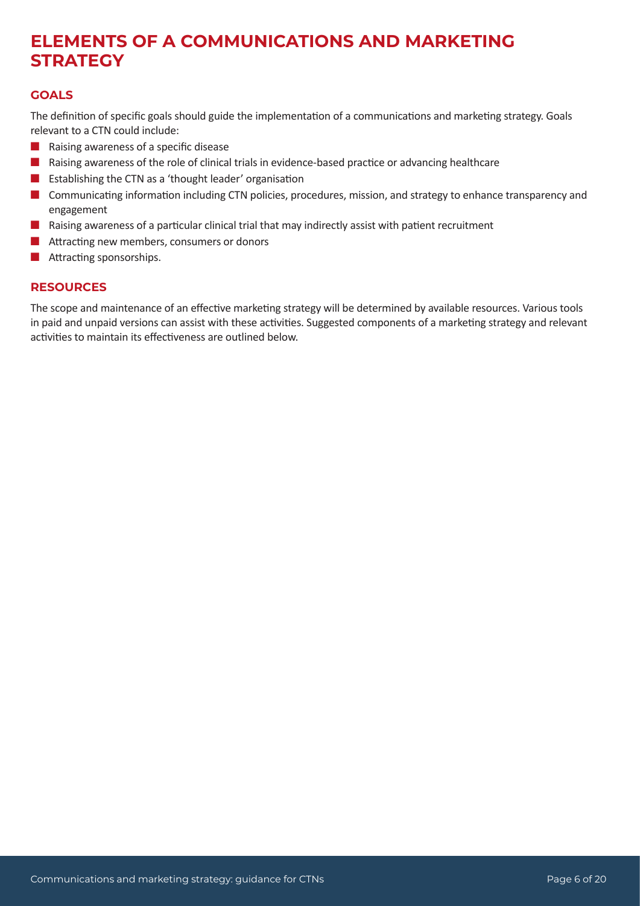# ELEMENTS OF A COMMUNICATIONS AND MARKETING STRATEGY

## GOALS

The definition of specific goals should guide the implementation of a communications and marketing strategy. Goals relevant to a CTN could include:

- Raising awareness of a specific disease
- Raising awareness of the role of clinical trials in evidence-based practice or advancing healthcare
- Establishing the CTN as a 'thought leader' organisation
- Communicating information including CTN policies, procedures, mission, and strategy to enhance transparency and engagement
- Raising awareness of a particular clinical trial that may indirectly assist with patient recruitment
- Attracting new members, consumers or donors
- Attracting sponsorships.

## RESOURCES

The scope and maintenance of an effective marketing strategy will be determined by available resources. Various tools in paid and unpaid versions can assist with these activities. Suggested components of a marketing strategy and relevant activities to maintain its effectiveness are outlined below.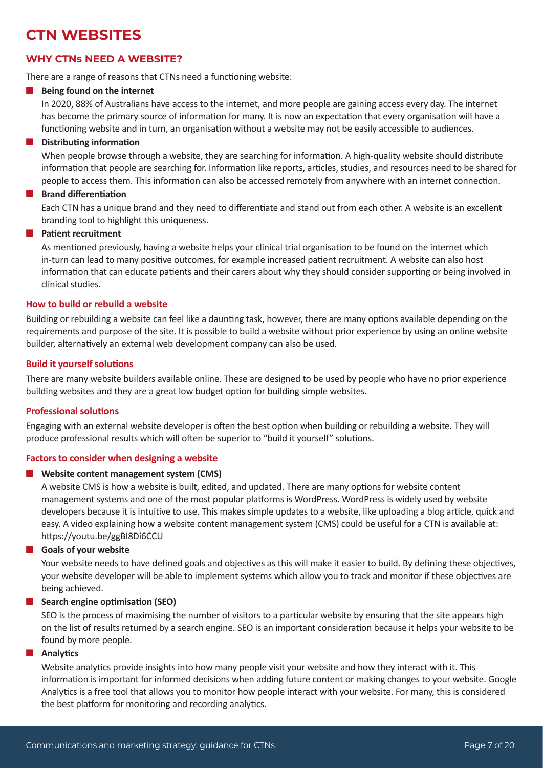# CTN WEBSITES

## WHY CTNs NEED A WEBSITE?

There are a range of reasons that CTNs need a functioning website:

- **Being found on the internet**

  In 2020, 88% of Australians have access to the internet, and more people are gaining access every day. The internet has become the primary source of information for many. It is now an expectation that every organisation will have a functioning website and in turn, an organisation without a website may not be easily accessible to audiences.

- **Distributing information**

  When people browse through a website, they are searching for information. A high-quality website should distribute information that people are searching for. Information like reports, articles, studies, and resources need to be shared for people to access them. This information can also be accessed remotely from anywhere with an internet connection.

- **Brand differentiation**

  Each CTN has a unique brand and they need to differentiate and stand out from each other. A website is an excellent branding tool to highlight this uniqueness.

- **Patient recruitment**

  As mentioned previously, having a website helps your clinical trial organisation to be found on the internet which in-turn can lead to many positive outcomes, for example increased patient recruitment. A website can also host information that can educate patients and their carers about why they should consider supporting or being involved in clinical studies.

### How to build or rebuild a website

Building or rebuilding a website can feel like a daunting task, however, there are many options available depending on the requirements and purpose of the site. It is possible to build a website without prior experience by using an online website builder, alternatively an external web development company can also be used.

### Build it yourself solutions

There are many website builders available online. These are designed to be used by people who have no prior experience building websites and they are a great low budget option for building simple websites.

### Professional solutions

Engaging with an external website developer is often the best option when building or rebuilding a website. They will produce professional results which will often be superior to "build it yourself" solutions.

### Factors to consider when designing a website

- **Website content management system (CMS)**

  A website CMS is how a website is built, edited, and updated. There are many options for website content management systems and one of the most popular platforms is WordPress. WordPress is widely used by website developers because it is intuitive to use. This makes simple updates to a website, like uploading a blog article, quick and easy. A video explaining how a website content management system (CMS) could be useful for a CTN is available at: https://youtu.be/ggBI8Di6CCU

- **Goals of your website**

  Your website needs to have defined goals and objectives as this will make it easier to build. By defining these objectives, your website developer will be able to implement systems which allow you to track and monitor if these objectives are being achieved.

- **Search engine optimisation (SEO)**

  SEO is the process of maximising the number of visitors to a particular website by ensuring that the site appears high on the list of results returned by a search engine. SEO is an important consideration because it helps your website to be found by more people.

- **Analytics**

  Website analytics provide insights into how many people visit your website and how they interact with it. This information is important for informed decisions when adding future content or making changes to your website. Google Analytics is a free tool that allows you to monitor how people interact with your website. For many, this is considered the best platform for monitoring and recording analytics.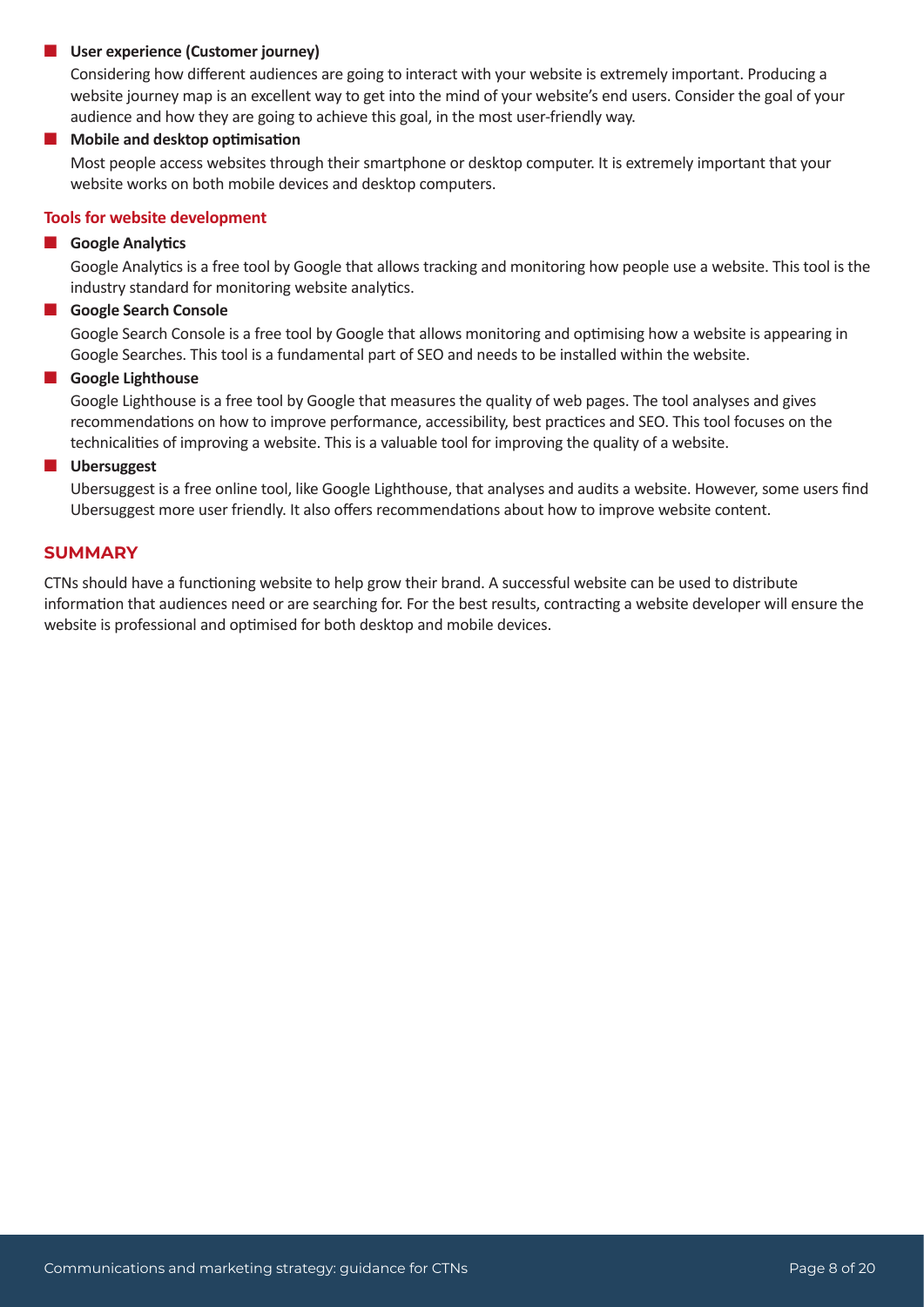- **User experience (Customer journey)**

  Considering how different audiences are going to interact with your website is extremely important. Producing a website journey map is an excellent way to get into the mind of your website's end users. Consider the goal of your audience and how they are going to achieve this goal, in the most user-friendly way.

- **Mobile and desktop optimisation**

  Most people access websites through their smartphone or desktop computer. It is extremely important that your website works on both mobile devices and desktop computers.

### Tools for website development

- **Google Analytics**

  Google Analytics is a free tool by Google that allows tracking and monitoring how people use a website. This tool is the industry standard for monitoring website analytics.

- **Google Search Console**

  Google Search Console is a free tool by Google that allows monitoring and optimising how a website is appearing in Google Searches. This tool is a fundamental part of SEO and needs to be installed within the website.

- **Google Lighthouse**

  Google Lighthouse is a free tool by Google that measures the quality of web pages. The tool analyses and gives recommendations on how to improve performance, accessibility, best practices and SEO. This tool focuses on the technicalities of improving a website. This is a valuable tool for improving the quality of a website.

- **Ubersuggest**

  Ubersuggest is a free online tool, like Google Lighthouse, that analyses and audits a website. However, some users find Ubersuggest more user friendly. It also offers recommendations about how to improve website content.

## SUMMARY

CTNs should have a functioning website to help grow their brand. A successful website can be used to distribute information that audiences need or are searching for. For the best results, contracting a website developer will ensure the website is professional and optimised for both desktop and mobile devices.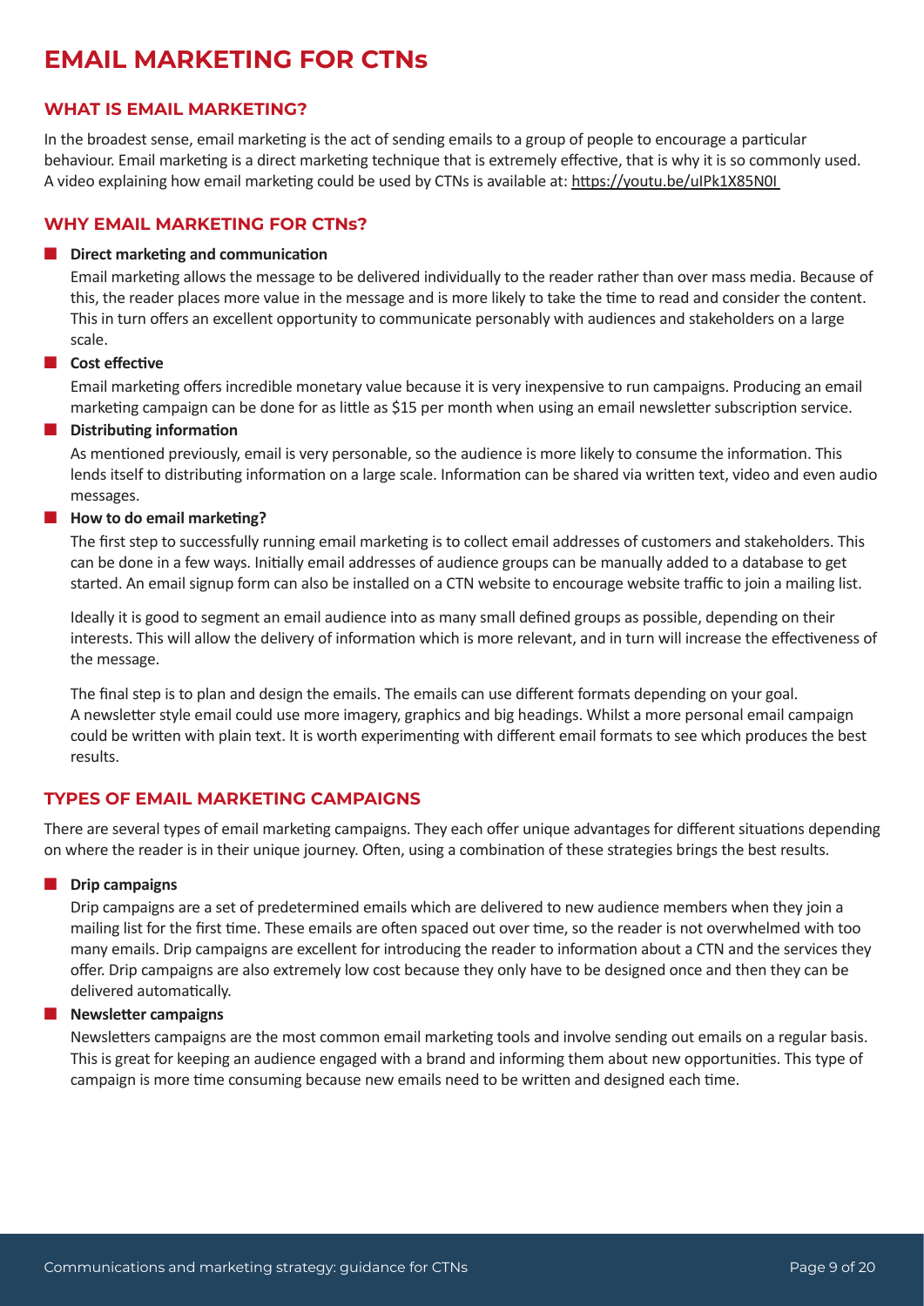# EMAIL MARKETING FOR CTNs

## WHAT IS EMAIL MARKETING?

In the broadest sense, email marketing is the act of sending emails to a group of people to encourage a particular behaviour. Email marketing is a direct marketing technique that is extremely effective, that is why it is so commonly used. A video explaining how email marketing could be used by CTNs is available at: https://youtu.be/uIPk1X85N0I

## WHY EMAIL MARKETING FOR CTNs?

- **Direct marketing and communication**

  Email marketing allows the message to be delivered individually to the reader rather than over mass media. Because of this, the reader places more value in the message and is more likely to take the time to read and consider the content. This in turn offers an excellent opportunity to communicate personably with audiences and stakeholders on a large scale.

- **Cost effective**

  Email marketing offers incredible monetary value because it is very inexpensive to run campaigns. Producing an email marketing campaign can be done for as little as $15 per month when using an email newsletter subscription service.

- **Distributing information**

  As mentioned previously, email is very personable, so the audience is more likely to consume the information. This lends itself to distributing information on a large scale. Information can be shared via written text, video and even audio messages.

- **How to do email marketing?**

  The first step to successfully running email marketing is to collect email addresses of customers and stakeholders. This can be done in a few ways. Initially email addresses of audience groups can be manually added to a database to get started. An email signup form can also be installed on a CTN website to encourage website traffic to join a mailing list.

  Ideally it is good to segment an email audience into as many small defined groups as possible, depending on their interests. This will allow the delivery of information which is more relevant, and in turn will increase the effectiveness of the message.

  The final step is to plan and design the emails. The emails can use different formats depending on your goal. A newsletter style email could use more imagery, graphics and big headings. Whilst a more personal email campaign could be written with plain text. It is worth experimenting with different email formats to see which produces the best results.

## TYPES OF EMAIL MARKETING CAMPAIGNS

There are several types of email marketing campaigns. They each offer unique advantages for different situations depending on where the reader is in their unique journey. Often, using a combination of these strategies brings the best results.

- **Drip campaigns**

  Drip campaigns are a set of predetermined emails which are delivered to new audience members when they join a mailing list for the first time. These emails are often spaced out over time, so the reader is not overwhelmed with too many emails. Drip campaigns are excellent for introducing the reader to information about a CTN and the services they offer. Drip campaigns are also extremely low cost because they only have to be designed once and then they can be delivered automatically.

- **Newsletter campaigns**

  Newsletters campaigns are the most common email marketing tools and involve sending out emails on a regular basis. This is great for keeping an audience engaged with a brand and informing them about new opportunities. This type of campaign is more time consuming because new emails need to be written and designed each time.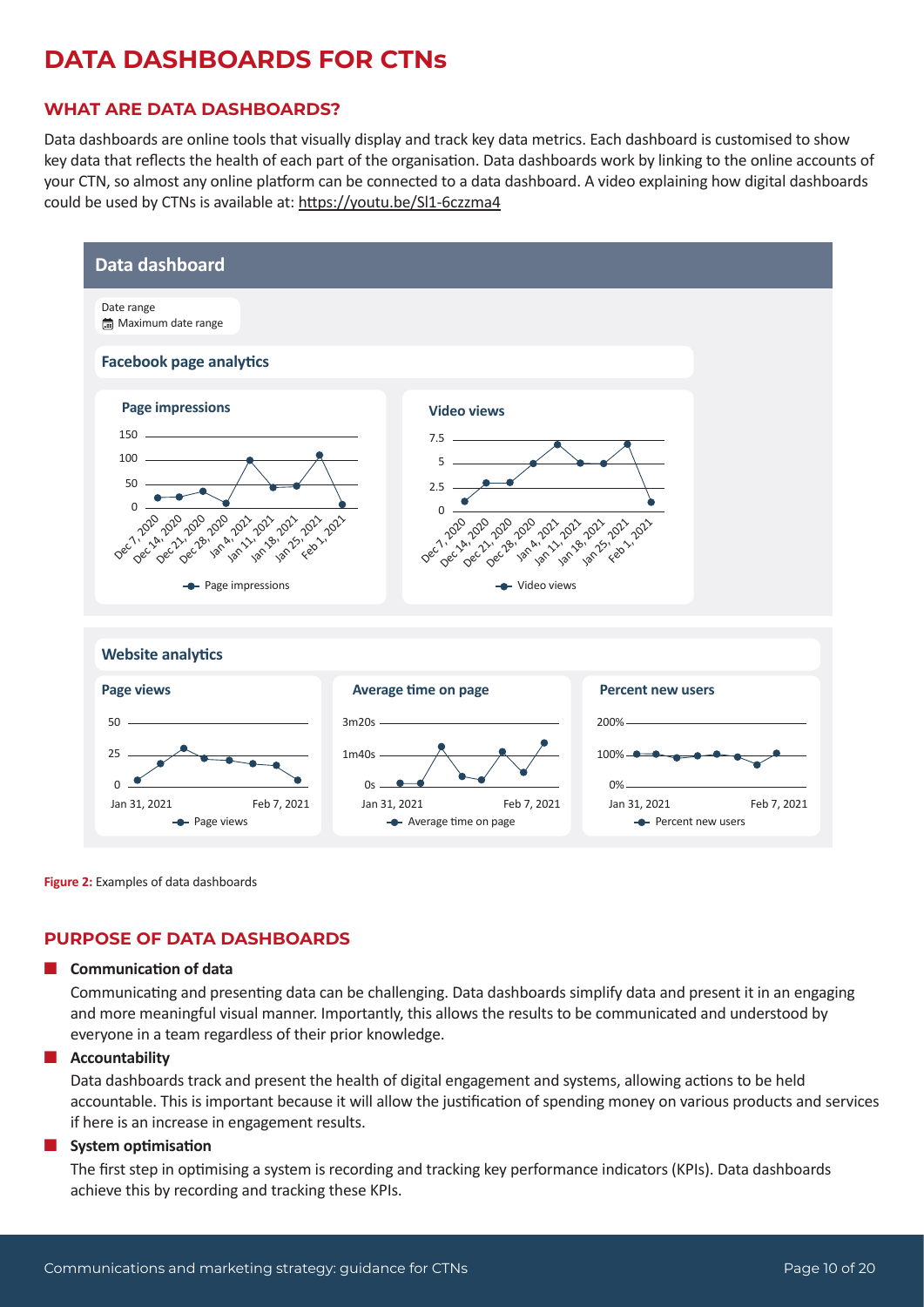# DATA DASHBOARDS FOR CTNs

## WHAT ARE DATA DASHBOARDS?

Data dashboards are online tools that visually display and track key data metrics. Each dashboard is customised to show key data that reflects the health of each part of the organisation. Data dashboards work by linking to the online accounts of your CTN, so almost any online platform can be connected to a data dashboard. A video explaining how digital dashboards could be used by CTNs is available at: https://youtu.be/Sl1-6czzma4

**Figure 2:** Examples of data dashboards

## PURPOSE OF DATA DASHBOARDS

- **Communication of data**

  Communicating and presenting data can be challenging. Data dashboards simplify data and present it in an engaging and more meaningful visual manner. Importantly, this allows the results to be communicated and understood by everyone in a team regardless of their prior knowledge.

- **Accountability**

  Data dashboards track and present the health of digital engagement and systems, allowing actions to be held accountable. This is important because it will allow the justification of spending money on various products and services if here is an increase in engagement results.

- **System optimisation**

  The first step in optimising a system is recording and tracking key performance indicators (KPIs). Data dashboards achieve this by recording and tracking these KPIs.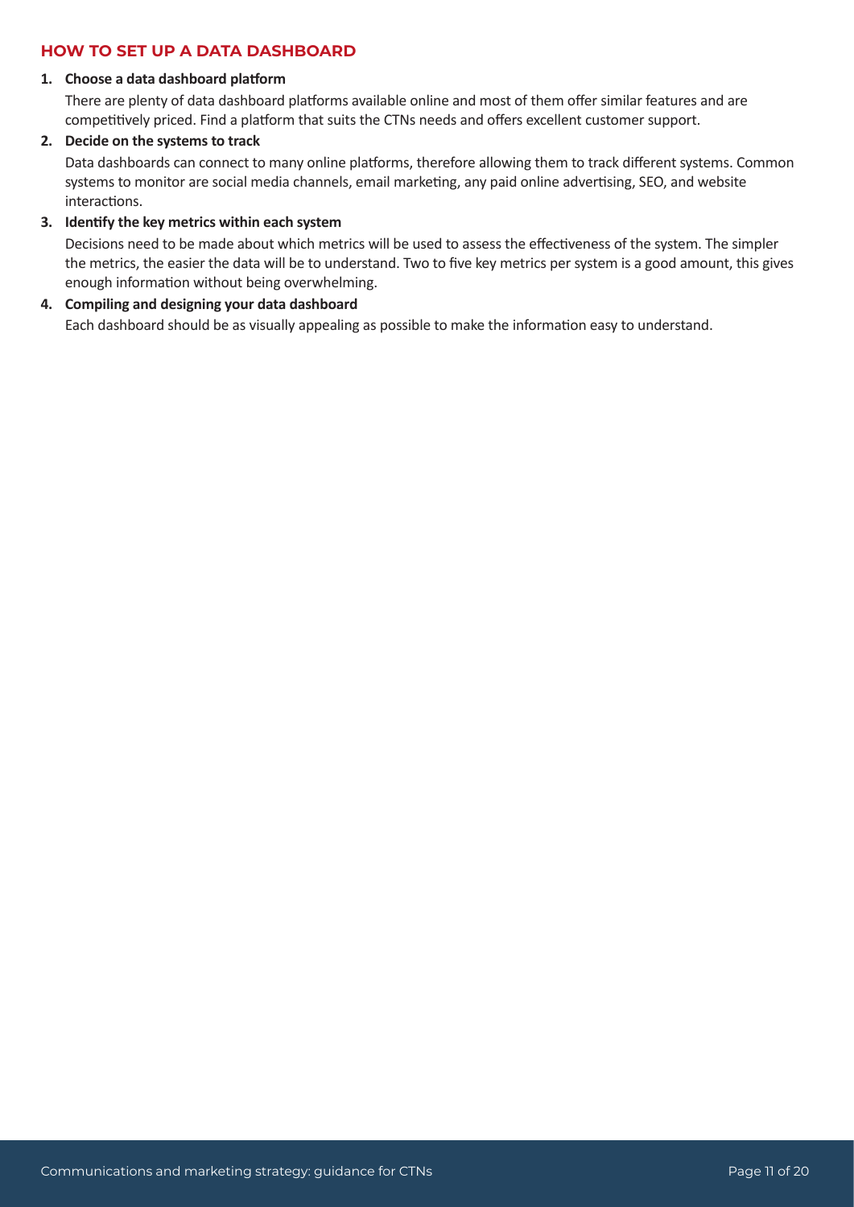## HOW TO SET UP A DATA DASHBOARD

1. **Choose a data dashboard platform**

   There are plenty of data dashboard platforms available online and most of them offer similar features and are competitively priced. Find a platform that suits the CTNs needs and offers excellent customer support.

2. **Decide on the systems to track**

   Data dashboards can connect to many online platforms, therefore allowing them to track different systems. Common systems to monitor are social media channels, email marketing, any paid online advertising, SEO, and website interactions.

3. **Identify the key metrics within each system**

   Decisions need to be made about which metrics will be used to assess the effectiveness of the system. The simpler the metrics, the easier the data will be to understand. Two to five key metrics per system is a good amount, this gives enough information without being overwhelming.

4. **Compiling and designing your data dashboard**

   Each dashboard should be as visually appealing as possible to make the information easy to understand.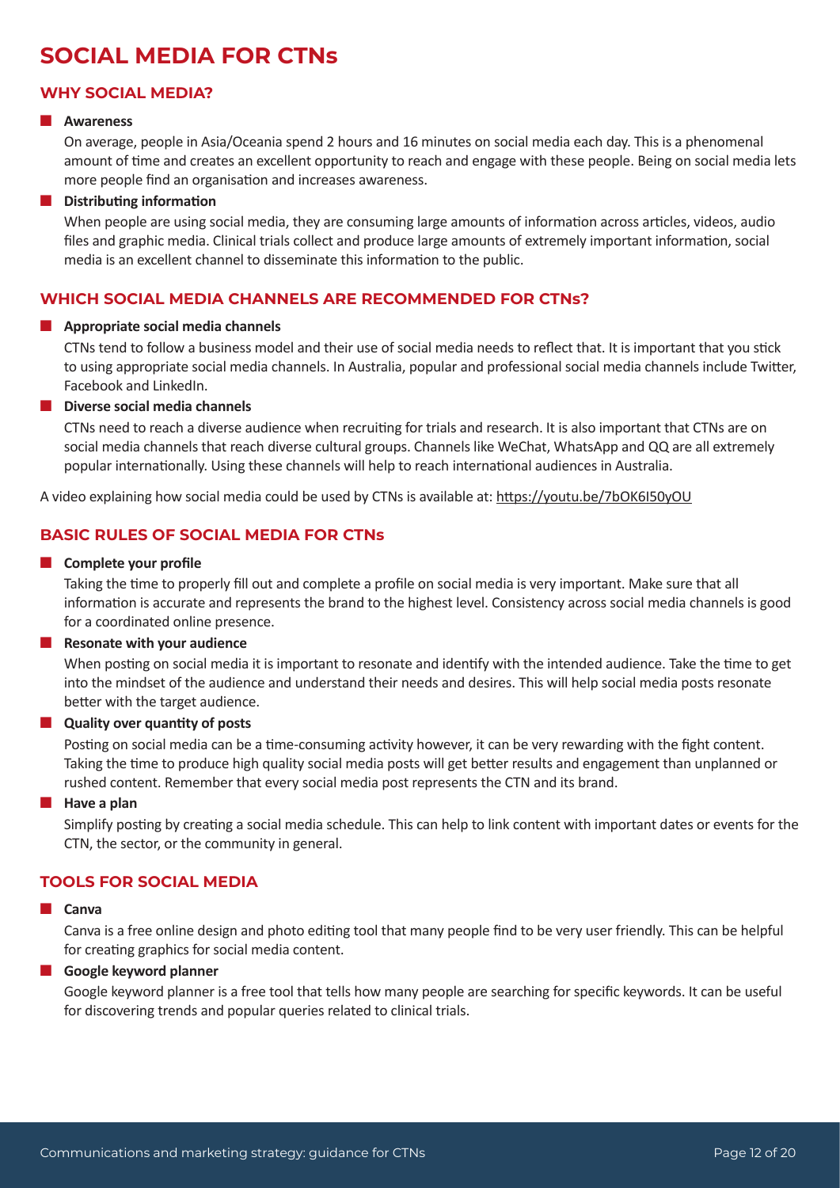# SOCIAL MEDIA FOR CTNs

## WHY SOCIAL MEDIA?

- **Awareness**

  On average, people in Asia/Oceania spend 2 hours and 16 minutes on social media each day. This is a phenomenal amount of time and creates an excellent opportunity to reach and engage with these people. Being on social media lets more people find an organisation and increases awareness.

- **Distributing information**

  When people are using social media, they are consuming large amounts of information across articles, videos, audio files and graphic media. Clinical trials collect and produce large amounts of extremely important information, social media is an excellent channel to disseminate this information to the public.

## WHICH SOCIAL MEDIA CHANNELS ARE RECOMMENDED FOR CTNs?

- **Appropriate social media channels**

  CTNs tend to follow a business model and their use of social media needs to reflect that. It is important that you stick to using appropriate social media channels. In Australia, popular and professional social media channels include Twitter, Facebook and LinkedIn.

- **Diverse social media channels**

  CTNs need to reach a diverse audience when recruiting for trials and research. It is also important that CTNs are on social media channels that reach diverse cultural groups. Channels like WeChat, WhatsApp and QQ are all extremely popular internationally. Using these channels will help to reach international audiences in Australia.

A video explaining how social media could be used by CTNs is available at: https://youtu.be/7bOK6I50yOU

## BASIC RULES OF SOCIAL MEDIA FOR CTNs

- **Complete your profile**

  Taking the time to properly fill out and complete a profile on social media is very important. Make sure that all information is accurate and represents the brand to the highest level. Consistency across social media channels is good for a coordinated online presence.

- **Resonate with your audience**

  When posting on social media it is important to resonate and identify with the intended audience. Take the time to get into the mindset of the audience and understand their needs and desires. This will help social media posts resonate better with the target audience.

- **Quality over quantity of posts**

  Posting on social media can be a time-consuming activity however, it can be very rewarding with the fight content. Taking the time to produce high quality social media posts will get better results and engagement than unplanned or rushed content. Remember that every social media post represents the CTN and its brand.

- **Have a plan**

  Simplify posting by creating a social media schedule. This can help to link content with important dates or events for the CTN, the sector, or the community in general.

## TOOLS FOR SOCIAL MEDIA

- **Canva**

  Canva is a free online design and photo editing tool that many people find to be very user friendly. This can be helpful for creating graphics for social media content.

- **Google keyword planner**

  Google keyword planner is a free tool that tells how many people are searching for specific keywords. It can be useful for discovering trends and popular queries related to clinical trials.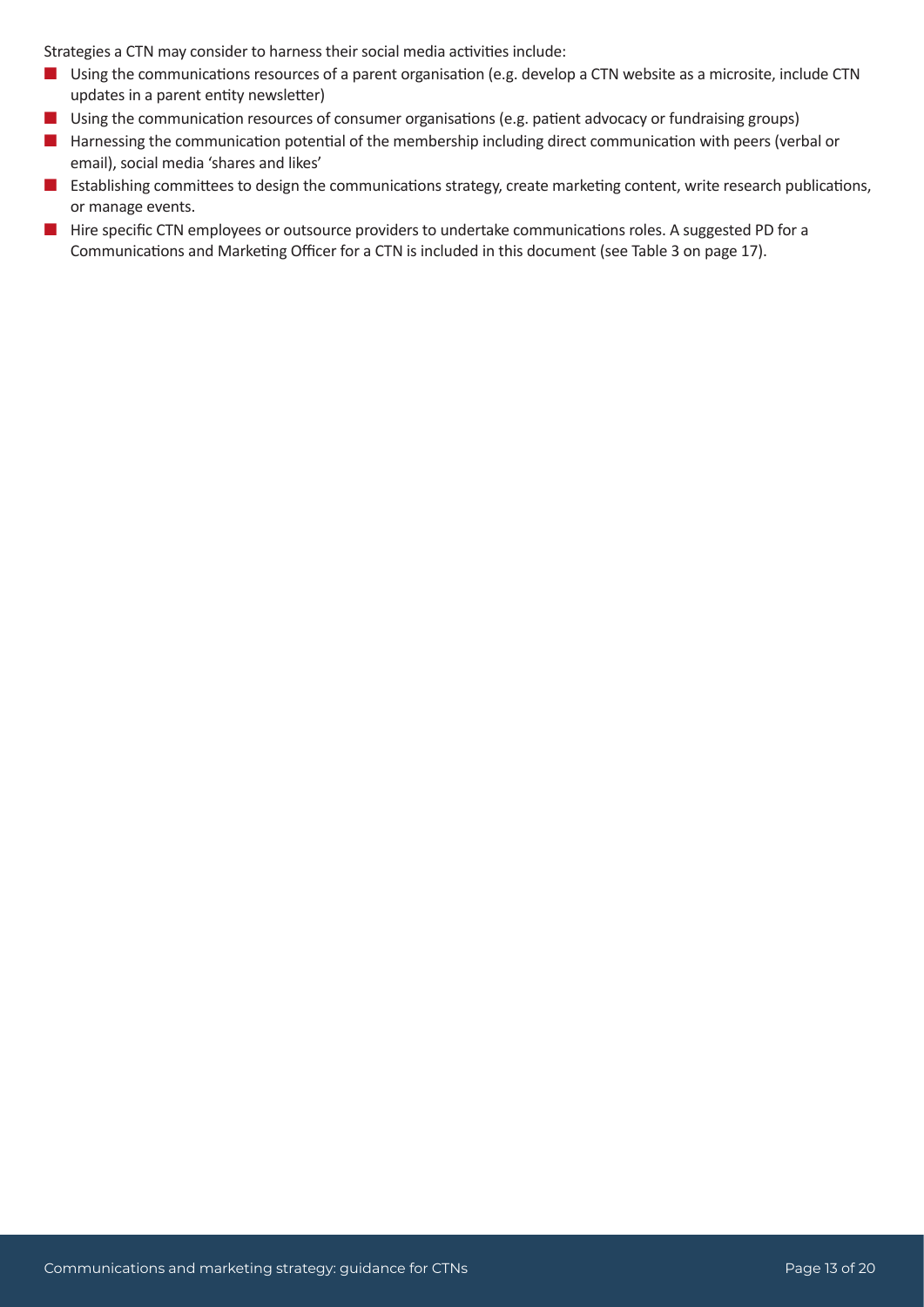Strategies a CTN may consider to harness their social media activities include:

- Using the communications resources of a parent organisation (e.g. develop a CTN website as a microsite, include CTN updates in a parent entity newsletter)
- Using the communication resources of consumer organisations (e.g. patient advocacy or fundraising groups)
- Harnessing the communication potential of the membership including direct communication with peers (verbal or email), social media 'shares and likes'
- Establishing committees to design the communications strategy, create marketing content, write research publications, or manage events.
- Hire specific CTN employees or outsource providers to undertake communications roles. A suggested PD for a Communications and Marketing Officer for a CTN is included in this document (see Table 3 on page 17).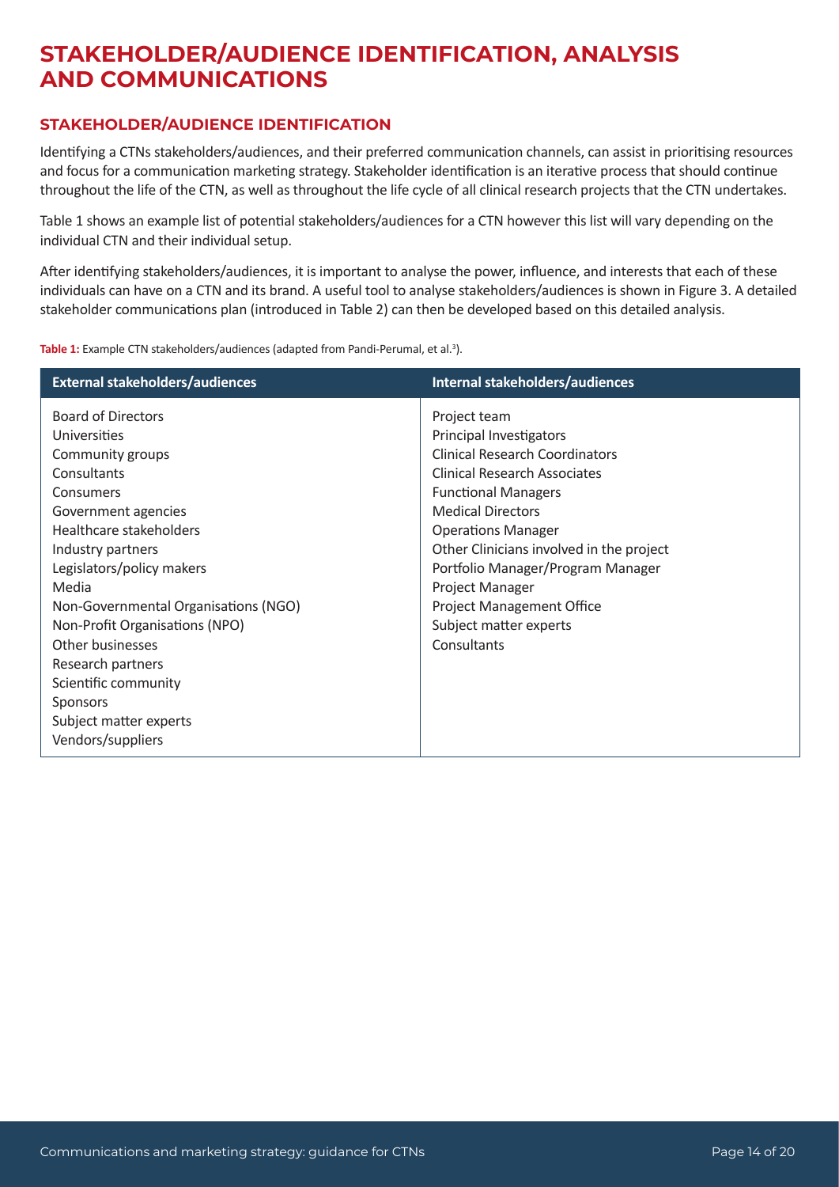# STAKEHOLDER/AUDIENCE IDENTIFICATION, ANALYSIS AND COMMUNICATIONS

## STAKEHOLDER/AUDIENCE IDENTIFICATION

Identifying a CTNs stakeholders/audiences, and their preferred communication channels, can assist in prioritising resources and focus for a communication marketing strategy. Stakeholder identification is an iterative process that should continue throughout the life of the CTN, as well as throughout the life cycle of all clinical research projects that the CTN undertakes.

Table 1 shows an example list of potential stakeholders/audiences for a CTN however this list will vary depending on the individual CTN and their individual setup.

After identifying stakeholders/audiences, it is important to analyse the power, influence, and interests that each of these individuals can have on a CTN and its brand. A useful tool to analyse stakeholders/audiences is shown in Figure 3. A detailed stakeholder communications plan (introduced in Table 2) can then be developed based on this detailed analysis.

**Table 1:** Example CTN stakeholders/audiences (adapted from Pandi-Perumal, et al.[3]).

| External stakeholders/audiences | Internal stakeholders/audiences |
|---|---|
| Board of Directors | Project team |
| Universities | Principal Investigators |
| Community groups | Clinical Research Coordinators |
| Consultants | Clinical Research Associates |
| Consumers | Functional Managers |
| Government agencies | Medical Directors |
| Healthcare stakeholders | Operations Manager |
| Industry partners | Other Clinicians involved in the project |
| Legislators/policy makers | Portfolio Manager/Program Manager |
| Media | Project Manager |
| Non-Governmental Organisations (NGO) | Project Management Office |
| Non-Profit Organisations (NPO) | Subject matter experts |
| Other businesses | Consultants |
| Research partners | |
| Scientific community | |
| Sponsors | |
| Subject matter experts | |
| Vendors/suppliers | |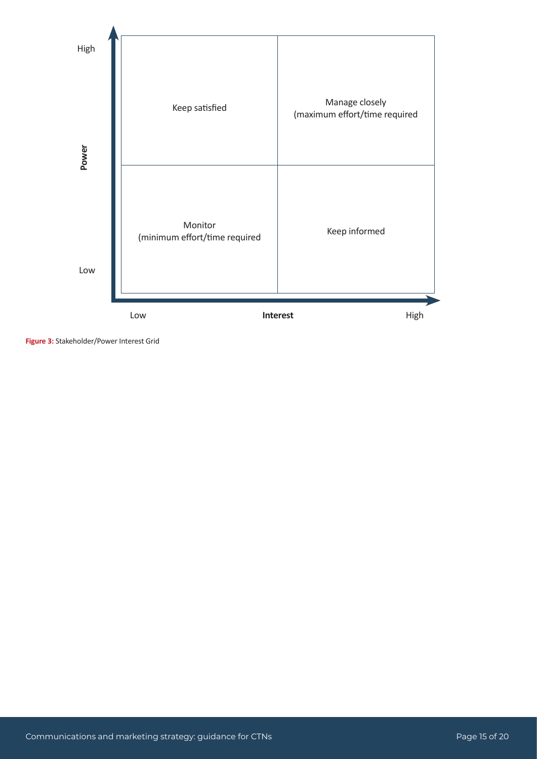| Power | Low Interest | High Interest |
|---|---|---|
| High | Keep satisfied | Manage closely (maximum effort/time required |
| Low | Monitor (minimum effort/time required | Keep informed |

**Figure 3:** Stakeholder/Power Interest Grid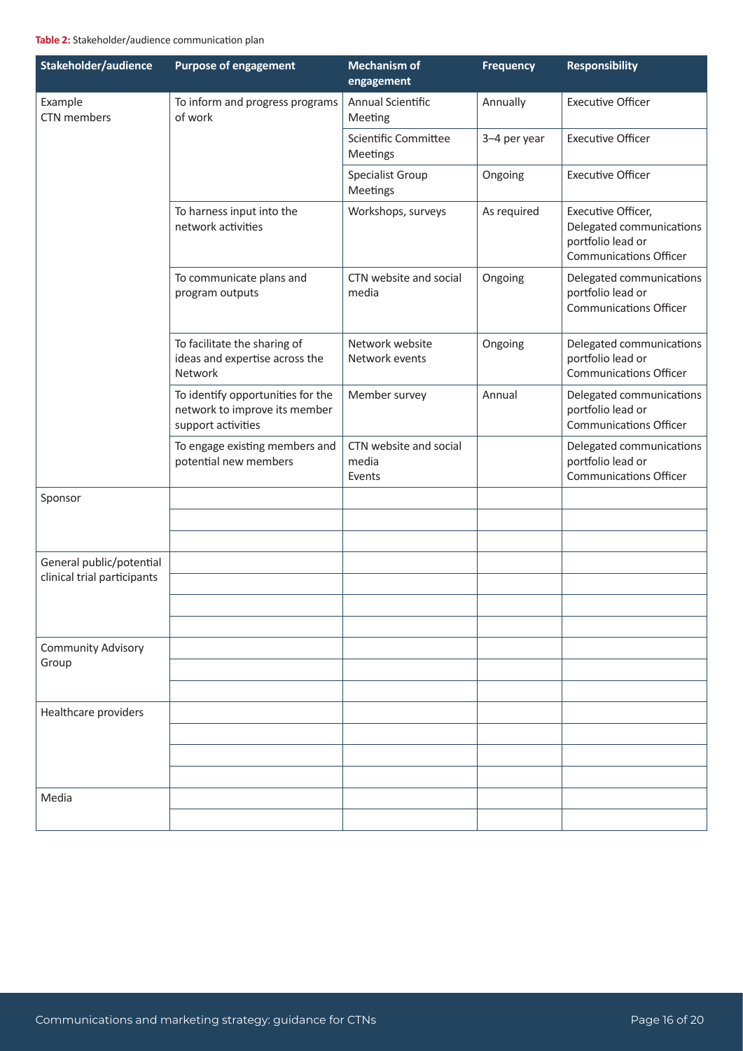**Table 2:** Stakeholder/audience communication plan

| Stakeholder/audience | Purpose of engagement | Mechanism of engagement | Frequency | Responsibility |
|---|---|---|---|---|
| Example CTN members | To inform and progress programs of work | Annual Scientific Meeting | Annually | Executive Officer |
| | | Scientific Committee Meetings | 3–4 per year | Executive Officer |
| | | Specialist Group Meetings | Ongoing | Executive Officer |
| | To harness input into the network activities | Workshops, surveys | As required | Executive Officer, Delegated communications portfolio lead or Communications Officer |
| | To communicate plans and program outputs | CTN website and social media | Ongoing | Delegated communications portfolio lead or Communications Officer |
| | To facilitate the sharing of ideas and expertise across the Network | Network website Network events | Ongoing | Delegated communications portfolio lead or Communications Officer |
| | To identify opportunities for the network to improve its member support activities | Member survey | Annual | Delegated communications portfolio lead or Communications Officer |
| | To engage existing members and potential new members | CTN website and social media Events | | Delegated communications portfolio lead or Communications Officer |
| Sponsor | | | | |
| | | | | |
| | | | | |
| General public/potential clinical trial participants | | | | |
| | | | | |
| | | | | |
| | | | | |
| Community Advisory Group | | | | |
| | | | | |
| | | | | |
| Healthcare providers | | | | |
| | | | | |
| | | | | |
| | | | | |
| Media | | | | |
| | | | | |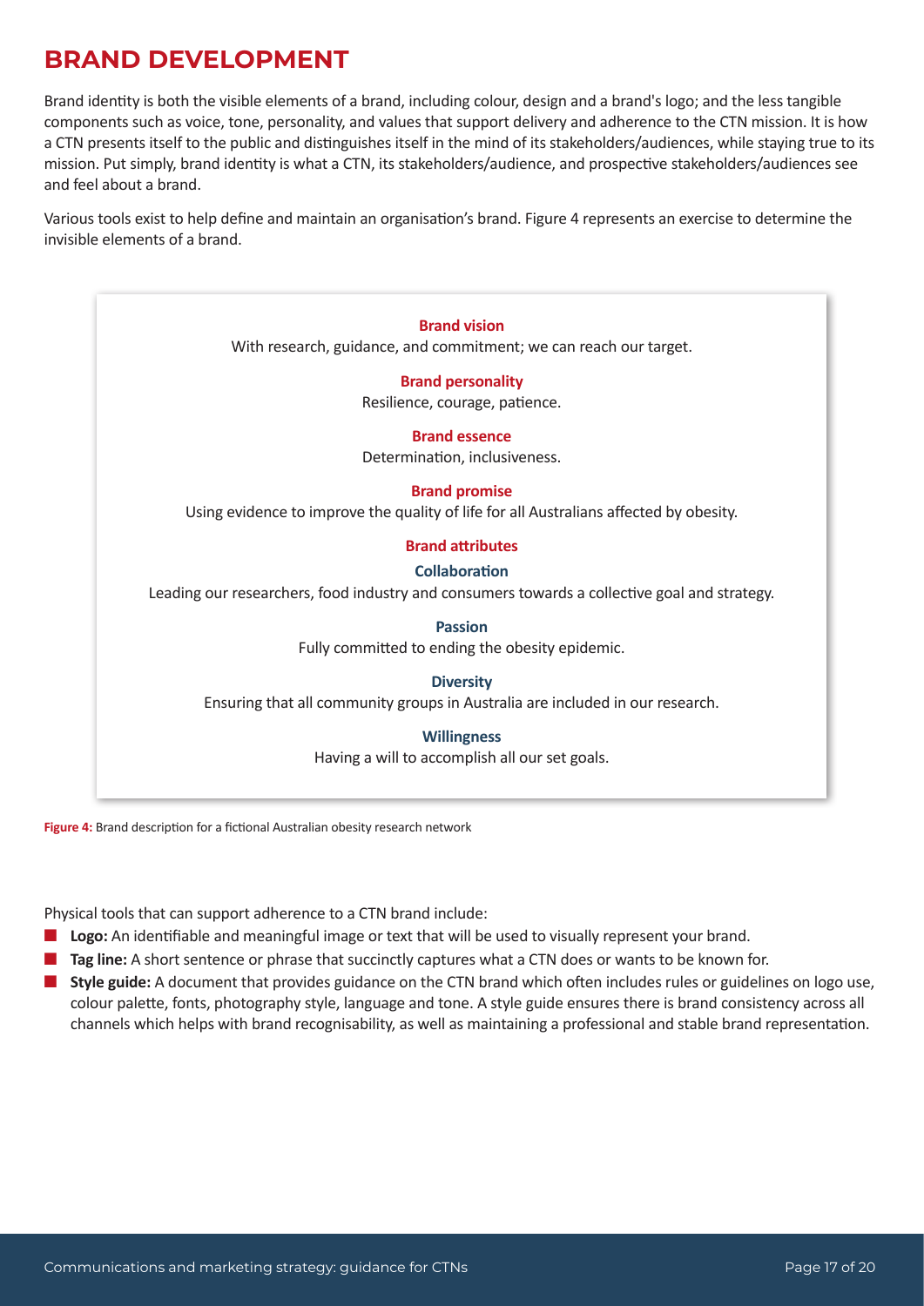# BRAND DEVELOPMENT

Brand identity is both the visible elements of a brand, including colour, design and a brand's logo; and the less tangible components such as voice, tone, personality, and values that support delivery and adherence to the CTN mission. It is how a CTN presents itself to the public and distinguishes itself in the mind of its stakeholders/audiences, while staying true to its mission. Put simply, brand identity is what a CTN, its stakeholders/audience, and prospective stakeholders/audiences see and feel about a brand.

Various tools exist to help define and maintain an organisation's brand. Figure 4 represents an exercise to determine the invisible elements of a brand.

**Brand vision**

With research, guidance, and commitment; we can reach our target.

**Brand personality**

Resilience, courage, patience.

**Brand essence**

Determination, inclusiveness.

**Brand promise**

Using evidence to improve the quality of life for all Australians affected by obesity.

**Brand attributes**

**Collaboration**

Leading our researchers, food industry and consumers towards a collective goal and strategy.

**Passion**

Fully committed to ending the obesity epidemic.

**Diversity**

Ensuring that all community groups in Australia are included in our research.

**Willingness**

Having a will to accomplish all our set goals.

**Figure 4:** Brand description for a fictional Australian obesity research network

Physical tools that can support adherence to a CTN brand include:

- **Logo:** An identifiable and meaningful image or text that will be used to visually represent your brand.
- **Tag line:** A short sentence or phrase that succinctly captures what a CTN does or wants to be known for.
- **Style guide:** A document that provides guidance on the CTN brand which often includes rules or guidelines on logo use, colour palette, fonts, photography style, language and tone. A style guide ensures there is brand consistency across all channels which helps with brand recognisability, as well as maintaining a professional and stable brand representation.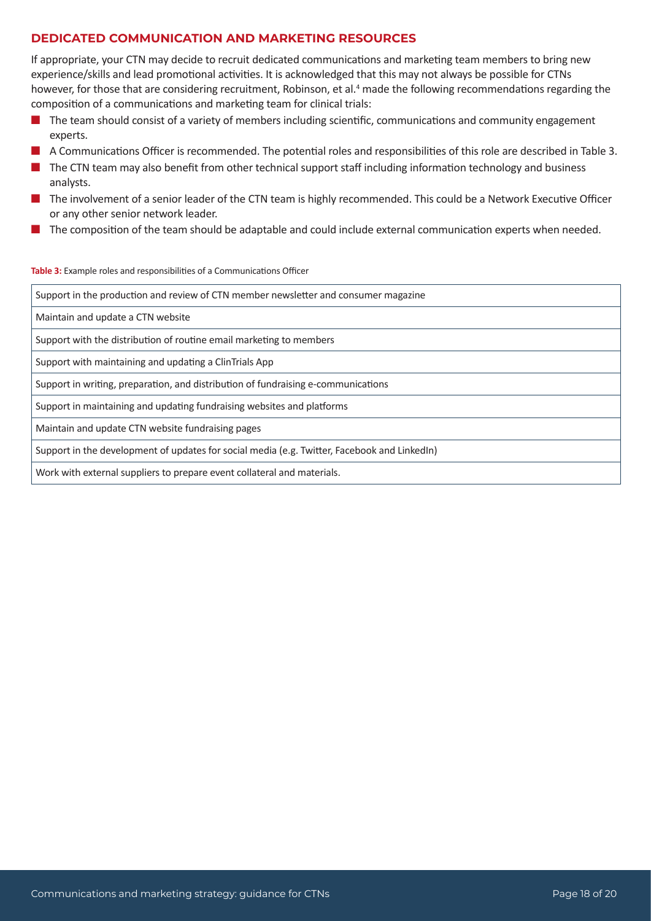## DEDICATED COMMUNICATION AND MARKETING RESOURCES

If appropriate, your CTN may decide to recruit dedicated communications and marketing team members to bring new experience/skills and lead promotional activities. It is acknowledged that this may not always be possible for CTNs however, for those that are considering recruitment, Robinson, et al.[4] made the following recommendations regarding the composition of a communications and marketing team for clinical trials:

- The team should consist of a variety of members including scientific, communications and community engagement experts.
- A Communications Officer is recommended. The potential roles and responsibilities of this role are described in Table 3.
- The CTN team may also benefit from other technical support staff including information technology and business analysts.
- The involvement of a senior leader of the CTN team is highly recommended. This could be a Network Executive Officer or any other senior network leader.
- The composition of the team should be adaptable and could include external communication experts when needed.

**Table 3:** Example roles and responsibilities of a Communications Officer

| |
|---|
| Support in the production and review of CTN member newsletter and consumer magazine |
| Maintain and update a CTN website |
| Support with the distribution of routine email marketing to members |
| Support with maintaining and updating a ClinTrials App |
| Support in writing, preparation, and distribution of fundraising e-communications |
| Support in maintaining and updating fundraising websites and platforms |
| Maintain and update CTN website fundraising pages |
| Support in the development of updates for social media (e.g. Twitter, Facebook and LinkedIn) |
| Work with external suppliers to prepare event collateral and materials. |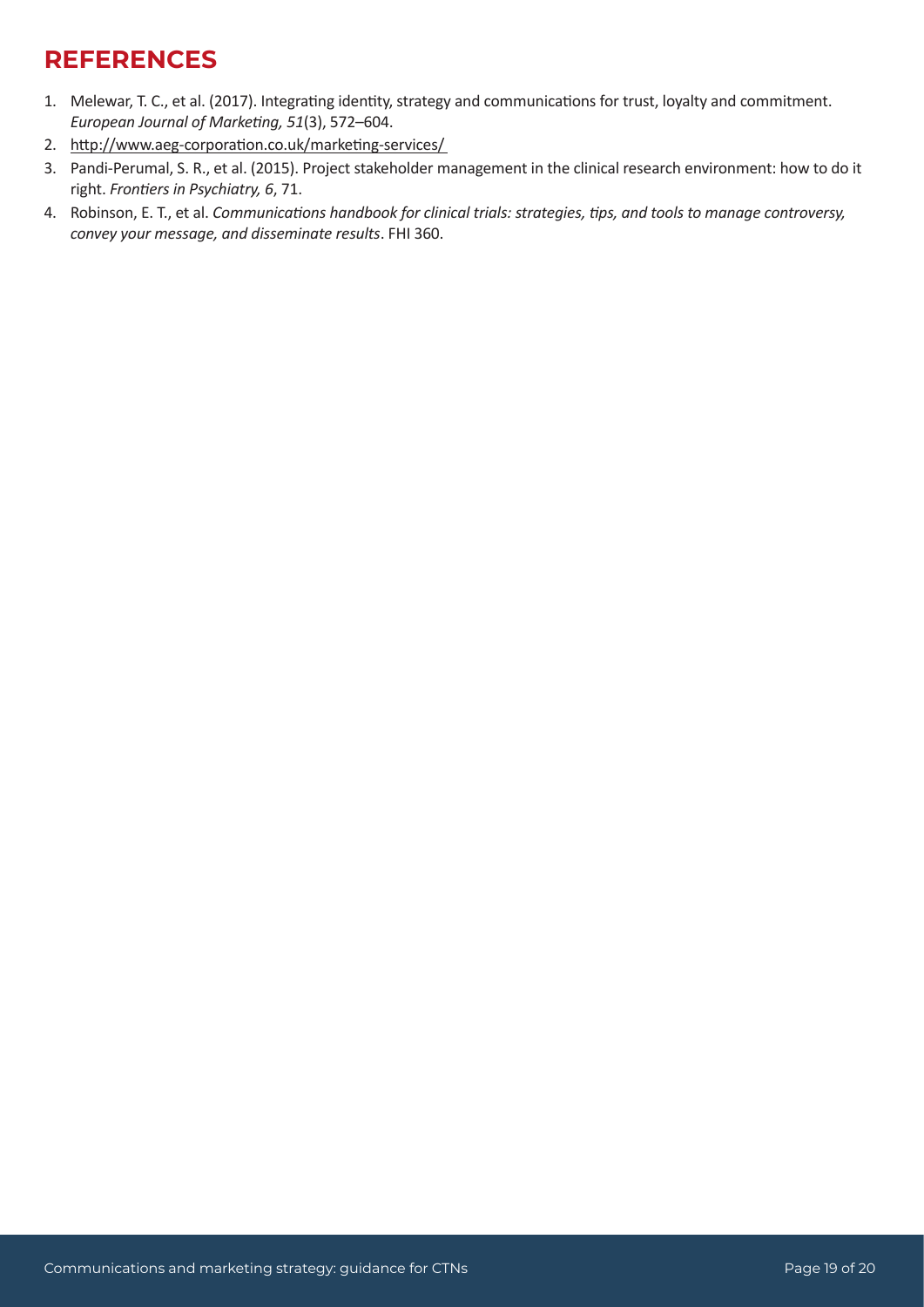## REFERENCES

1. Melewar, T. C., et al. (2017). Integrating identity, strategy and communications for trust, loyalty and commitment. *European Journal of Marketing, 51*(3), 572–604.
2. http://www.aeg-corporation.co.uk/marketing-services/
3. Pandi-Perumal, S. R., et al. (2015). Project stakeholder management in the clinical research environment: how to do it right. *Frontiers in Psychiatry, 6*, 71.
4. Robinson, E. T., et al. *Communications handbook for clinical trials: strategies, tips, and tools to manage controversy, convey your message, and disseminate results*. FHI 360.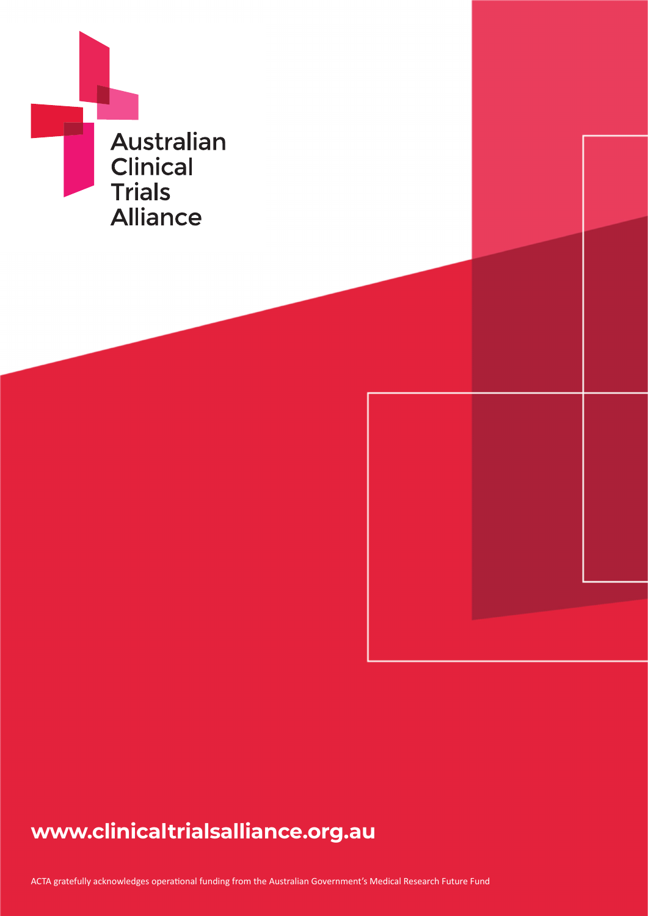Australian
Clinical
Trials
Alliance

**www.clinicaltrialsalliance.org.au**

ACTA gratefully acknowledges operational funding from the Australian Government's Medical Research Future Fund